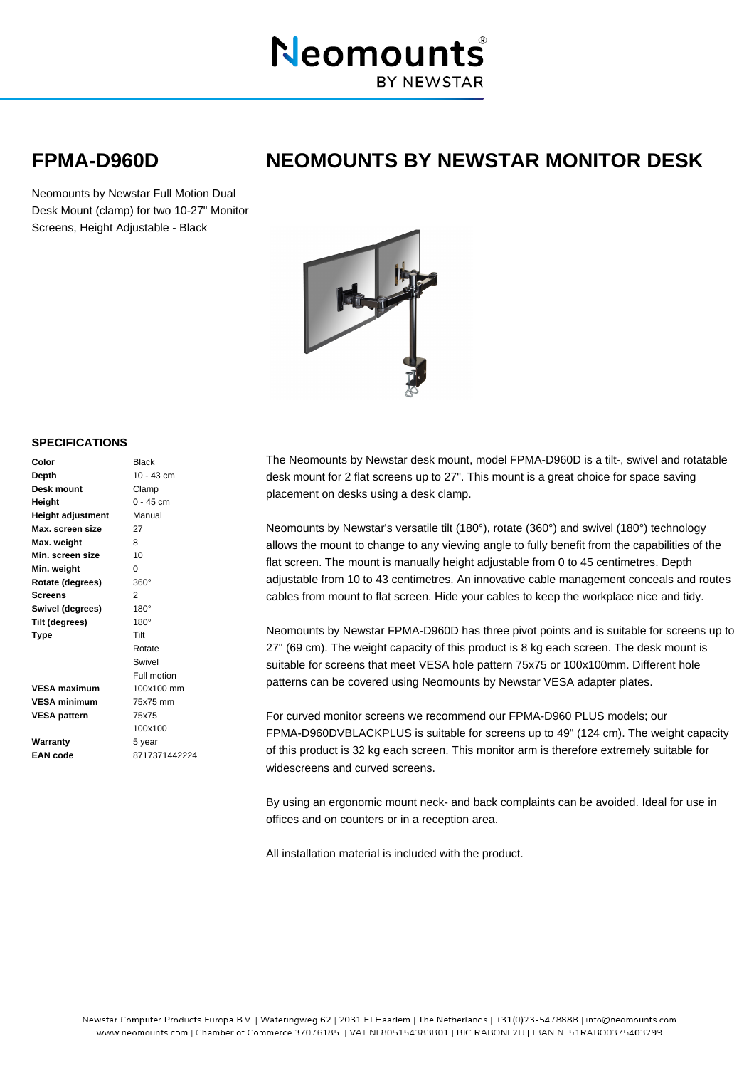# FPMA-D960D

# NEOMOUNTS BY NEWSTAR MONITOR DESK

Neomounts by Newstar Full Motion Dual Desk Mount (clamp) for two 10-27" Monitor Screens, Height Adjustable - Black

## SPECIFICATIONS

| | |
|---|---|
| **Color** | Black |
| **Depth** | 10 - 43 cm |
| **Desk mount** | Clamp |
| **Height** | 0 - 45 cm |
| **Height adjustment** | Manual |
| **Max. screen size** | 27 |
| **Max. weight** | 8 |
| **Min. screen size** | 10 |
| **Min. weight** | 0 |
| **Rotate (degrees)** | 360° |
| **Screens** | 2 |
| **Swivel (degrees)** | 180° |
| **Tilt (degrees)** | 180° |
| **Type** | Tilt<br>Rotate<br>Swivel<br>Full motion |
| **VESA maximum** | 100x100 mm |
| **VESA minimum** | 75x75 mm |
| **VESA pattern** | 75x75<br>100x100 |
| **Warranty** | 5 year |
| **EAN code** | 8717371442224 |

The Neomounts by Newstar desk mount, model FPMA-D960D is a tilt-, swivel and rotatable desk mount for 2 flat screens up to 27". This mount is a great choice for space saving placement on desks using a desk clamp.

Neomounts by Newstar's versatile tilt (180°), rotate (360°) and swivel (180°) technology allows the mount to change to any viewing angle to fully benefit from the capabilities of the flat screen. The mount is manually height adjustable from 0 to 45 centimetres. Depth adjustable from 10 to 43 centimetres. An innovative cable management conceals and routes cables from mount to flat screen. Hide your cables to keep the workplace nice and tidy.

Neomounts by Newstar FPMA-D960D has three pivot points and is suitable for screens up to 27" (69 cm). The weight capacity of this product is 8 kg each screen. The desk mount is suitable for screens that meet VESA hole pattern 75x75 or 100x100mm. Different hole patterns can be covered using Neomounts by Newstar VESA adapter plates.

For curved monitor screens we recommend our FPMA-D960 PLUS models; our FPMA-D960DVBLACKPLUS is suitable for screens up to 49" (124 cm). The weight capacity of this product is 32 kg each screen. This monitor arm is therefore extremely suitable for widescreens and curved screens.

By using an ergonomic mount neck- and back complaints can be avoided. Ideal for use in offices and on counters or in a reception area.

All installation material is included with the product.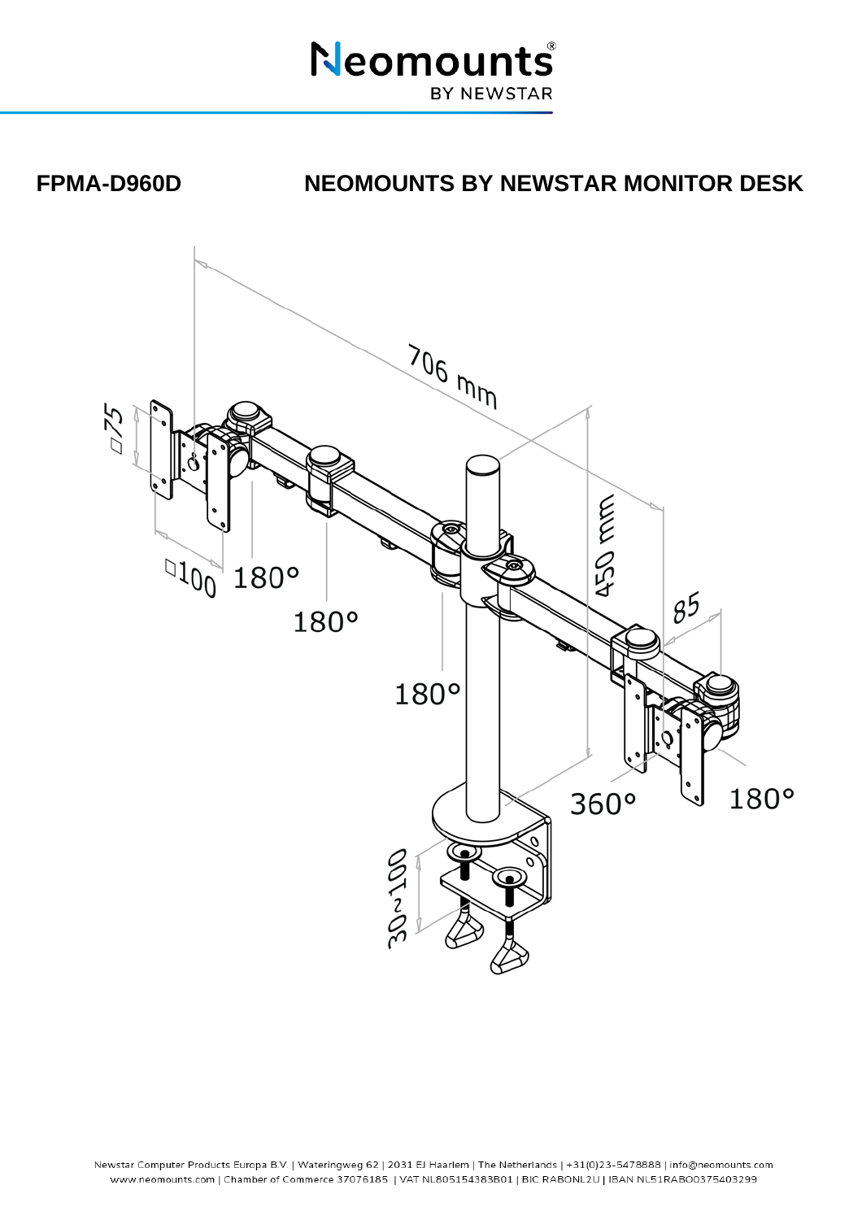# FPMA-D960D NEOMOUNTS BY NEWSTAR MONITOR DESK

706 mm

□75

□100

180°

180°

180°

450 mm

85

360°

180°

30~100